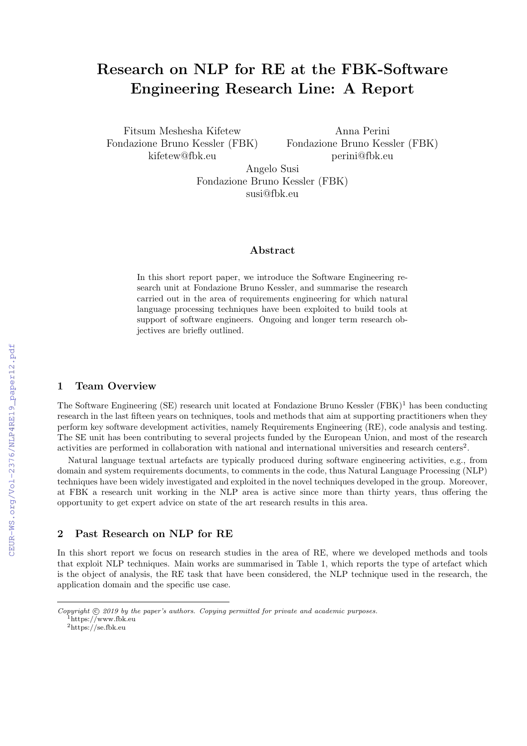# Research on NLP for RE at the FBK-Software Engineering Research Line: A Report

Fitsum Meshesha Kifetew
Fondazione Bruno Kessler (FBK)
kifetew@fbk.eu

Anna Perini
Fondazione Bruno Kessler (FBK)
perini@fbk.eu

Angelo Susi
Fondazione Bruno Kessler (FBK)
susi@fbk.eu

### Abstract

In this short report paper, we introduce the Software Engineering research unit at Fondazione Bruno Kessler, and summarise the research carried out in the area of requirements engineering for which natural language processing techniques have been exploited to build tools at support of software engineers. Ongoing and longer term research objectives are briefly outlined.

## 1 Team Overview

The Software Engineering (SE) research unit located at Fondazione Bruno Kessler (FBK)[1] has been conducting research in the last fifteen years on techniques, tools and methods that aim at supporting practitioners when they perform key software development activities, namely Requirements Engineering (RE), code analysis and testing. The SE unit has been contributing to several projects funded by the European Union, and most of the research activities are performed in collaboration with national and international universities and research centers[2].

Natural language textual artefacts are typically produced during software engineering activities, e.g., from domain and system requirements documents, to comments in the code, thus Natural Language Processing (NLP) techniques have been widely investigated and exploited in the novel techniques developed in the group. Moreover, at FBK a research unit working in the NLP area is active since more than thirty years, thus offering the opportunity to get expert advice on state of the art research results in this area.

## 2 Past Research on NLP for RE

In this short report we focus on research studies in the area of RE, where we developed methods and tools that exploit NLP techniques. Main works are summarised in Table 1, which reports the type of artefact which is the object of analysis, the RE task that have been considered, the NLP technique used in the research, the application domain and the specific use case.

*Copyright © 2019 by the paper's authors. Copying permitted for private and academic purposes.*

[1] https://www.fbk.eu

[2] https://se.fbk.eu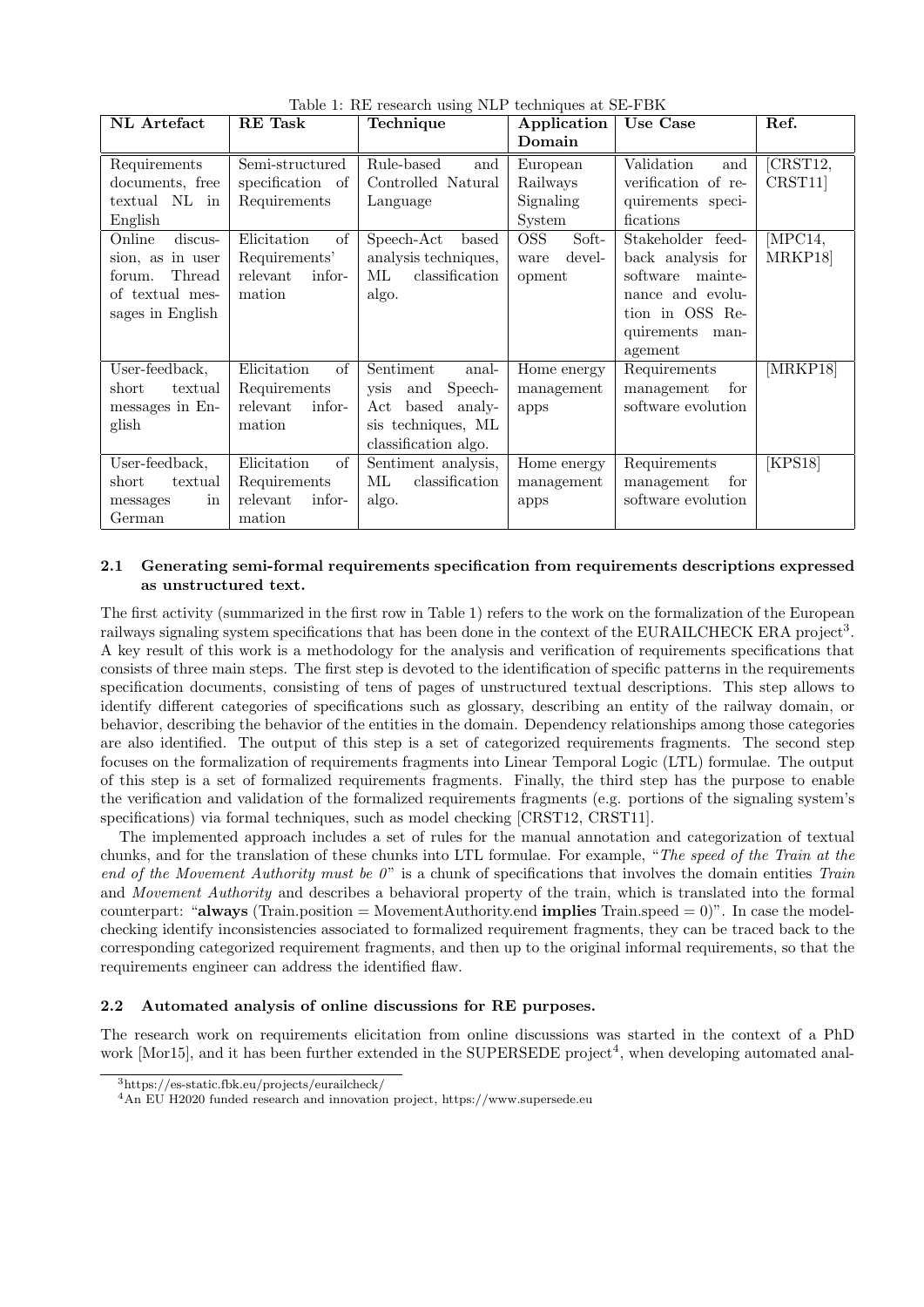Table 1: RE research using NLP techniques at SE-FBK

| NL Artefact | RE Task | Technique | Application Domain | Use Case | Ref. |
|---|---|---|---|---|---|
| Requirements documents, free textual NL in English | Semi-structured specification of Requirements | Rule-based and Controlled Natural Language | European Railways Signaling System | Validation and verification of requirements specifications | [CRST12, CRST11] |
| Online discussion, as in user forum. Thread of textual messages in English | Elicitation of Requirements' relevant information | Speech-Act based analysis techniques, ML classification algo. | OSS Software development | Stakeholder feedback analysis for software maintenance and evolution in OSS Requirements management | [MPC14, MRKP18] |
| User-feedback, short textual messages in English | Elicitation of Requirements relevant information | Sentiment analysis and Speech-Act based analysis techniques, ML classification algo. | Home energy management apps | Requirements management for software evolution | [MRKP18] |
| User-feedback, short textual messages in German | Elicitation of Requirements relevant information | Sentiment analysis, ML classification algo. | Home energy management apps | Requirements management for software evolution | [KPS18] |

### 2.1 Generating semi-formal requirements specification from requirements descriptions expressed as unstructured text.

The first activity (summarized in the first row in Table 1) refers to the work on the formalization of the European railways signaling system specifications that has been done in the context of the EURAILCHECK ERA project[3]. A key result of this work is a methodology for the analysis and verification of requirements specifications that consists of three main steps. The first step is devoted to the identification of specific patterns in the requirements specification documents, consisting of tens of pages of unstructured textual descriptions. This step allows to identify different categories of specifications such as glossary, describing an entity of the railway domain, or behavior, describing the behavior of the entities in the domain. Dependency relationships among those categories are also identified. The output of this step is a set of categorized requirements fragments. The second step focuses on the formalization of requirements fragments into Linear Temporal Logic (LTL) formulae. The output of this step is a set of formalized requirements fragments. Finally, the third step has the purpose to enable the verification and validation of the formalized requirements fragments (e.g. portions of the signaling system's specifications) via formal techniques, such as model checking [CRST12, CRST11].

The implemented approach includes a set of rules for the manual annotation and categorization of textual chunks, and for the translation of these chunks into LTL formulae. For example, "*The speed of the Train at the end of the Movement Authority must be 0*" is a chunk of specifications that involves the domain entities *Train* and *Movement Authority* and describes a behavioral property of the train, which is translated into the formal counterpart: "**always** (Train.position = MovementAuthority.end **implies** Train.speed = 0)". In case the model-checking identify inconsistencies associated to formalized requirement fragments, they can be traced back to the corresponding categorized requirement fragments, and then up to the original informal requirements, so that the requirements engineer can address the identified flaw.

### 2.2 Automated analysis of online discussions for RE purposes.

The research work on requirements elicitation from online discussions was started in the context of a PhD work [Mor15], and it has been further extended in the SUPERSEDE project[4], when developing automated anal-

[3] https://es-static.fbk.eu/projects/eurailcheck/

[4] An EU H2020 funded research and innovation project, https://www.supersede.eu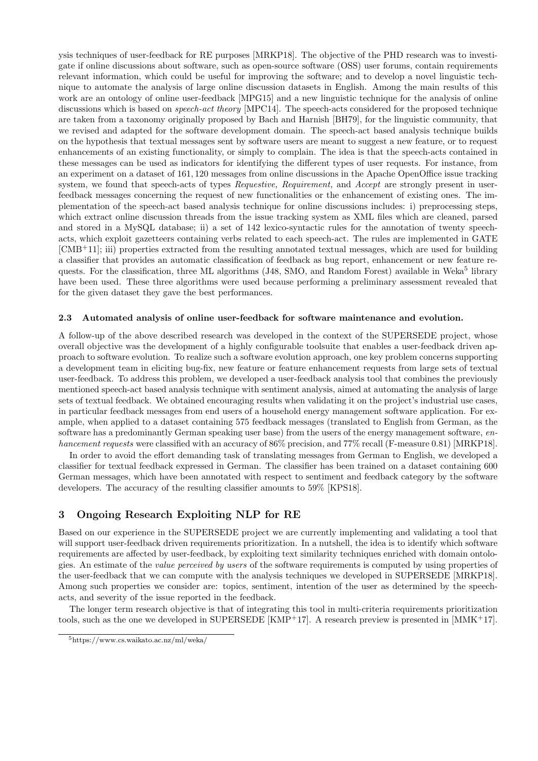ysis techniques of user-feedback for RE purposes [MRKP18]. The objective of the PHD research was to investigate if online discussions about software, such as open-source software (OSS) user forums, contain requirements relevant information, which could be useful for improving the software; and to develop a novel linguistic technique to automate the analysis of large online discussion datasets in English. Among the main results of this work are an ontology of online user-feedback [MPG15] and a new linguistic technique for the analysis of online discussions which is based on *speech-act theory* [MPC14]. The speech-acts considered for the proposed technique are taken from a taxonomy originally proposed by Bach and Harnish [BH79], for the linguistic community, that we revised and adapted for the software development domain. The speech-act based analysis technique builds on the hypothesis that textual messages sent by software users are meant to suggest a new feature, or to request enhancements of an existing functionality, or simply to complain. The idea is that the speech-acts contained in these messages can be used as indicators for identifying the different types of user requests. For instance, from an experiment on a dataset of 161,120 messages from online discussions in the Apache OpenOffice issue tracking system, we found that speech-acts of types *Requestive, Requirement,* and *Accept* are strongly present in user-feedback messages concerning the request of new functionalities or the enhancement of existing ones. The implementation of the speech-act based analysis technique for online discussions includes: i) preprocessing steps, which extract online discussion threads from the issue tracking system as XML files which are cleaned, parsed and stored in a MySQL database; ii) a set of 142 lexico-syntactic rules for the annotation of twenty speech-acts, which exploit gazetteers containing verbs related to each speech-act. The rules are implemented in GATE [CMB+11]; iii) properties extracted from the resulting annotated textual messages, which are used for building a classifier that provides an automatic classification of feedback as bug report, enhancement or new feature requests. For the classification, three ML algorithms (J48, SMO, and Random Forest) available in Weka[5] library have been used. These three algorithms were used because performing a preliminary assessment revealed that for the given dataset they gave the best performances.

### 2.3 Automated analysis of online user-feedback for software maintenance and evolution.

A follow-up of the above described research was developed in the context of the SUPERSEDE project, whose overall objective was the development of a highly configurable toolsuite that enables a user-feedback driven approach to software evolution. To realize such a software evolution approach, one key problem concerns supporting a development team in eliciting bug-fix, new feature or feature enhancement requests from large sets of textual user-feedback. To address this problem, we developed a user-feedback analysis tool that combines the previously mentioned speech-act based analysis technique with sentiment analysis, aimed at automating the analysis of large sets of textual feedback. We obtained encouraging results when validating it on the project's industrial use cases, in particular feedback messages from end users of a household energy management software application. For example, when applied to a dataset containing 575 feedback messages (translated to English from German, as the software has a predominantly German speaking user base) from the users of the energy management software, *enhancement requests* were classified with an accuracy of 86% precision, and 77% recall (F-measure 0.81) [MRKP18].

In order to avoid the effort demanding task of translating messages from German to English, we developed a classifier for textual feedback expressed in German. The classifier has been trained on a dataset containing 600 German messages, which have been annotated with respect to sentiment and feedback category by the software developers. The accuracy of the resulting classifier amounts to 59% [KPS18].

## 3 Ongoing Research Exploiting NLP for RE

Based on our experience in the SUPERSEDE project we are currently implementing and validating a tool that will support user-feedback driven requirements prioritization. In a nutshell, the idea is to identify which software requirements are affected by user-feedback, by exploiting text similarity techniques enriched with domain ontologies. An estimate of the *value perceived by users* of the software requirements is computed by using properties of the user-feedback that we can compute with the analysis techniques we developed in SUPERSEDE [MRKP18]. Among such properties we consider are: topics, sentiment, intention of the user as determined by the speech-acts, and severity of the issue reported in the feedback.

The longer term research objective is that of integrating this tool in multi-criteria requirements prioritization tools, such as the one we developed in SUPERSEDE [KMP+17]. A research preview is presented in [MMK+17].

[5] https://www.cs.waikato.ac.nz/ml/weka/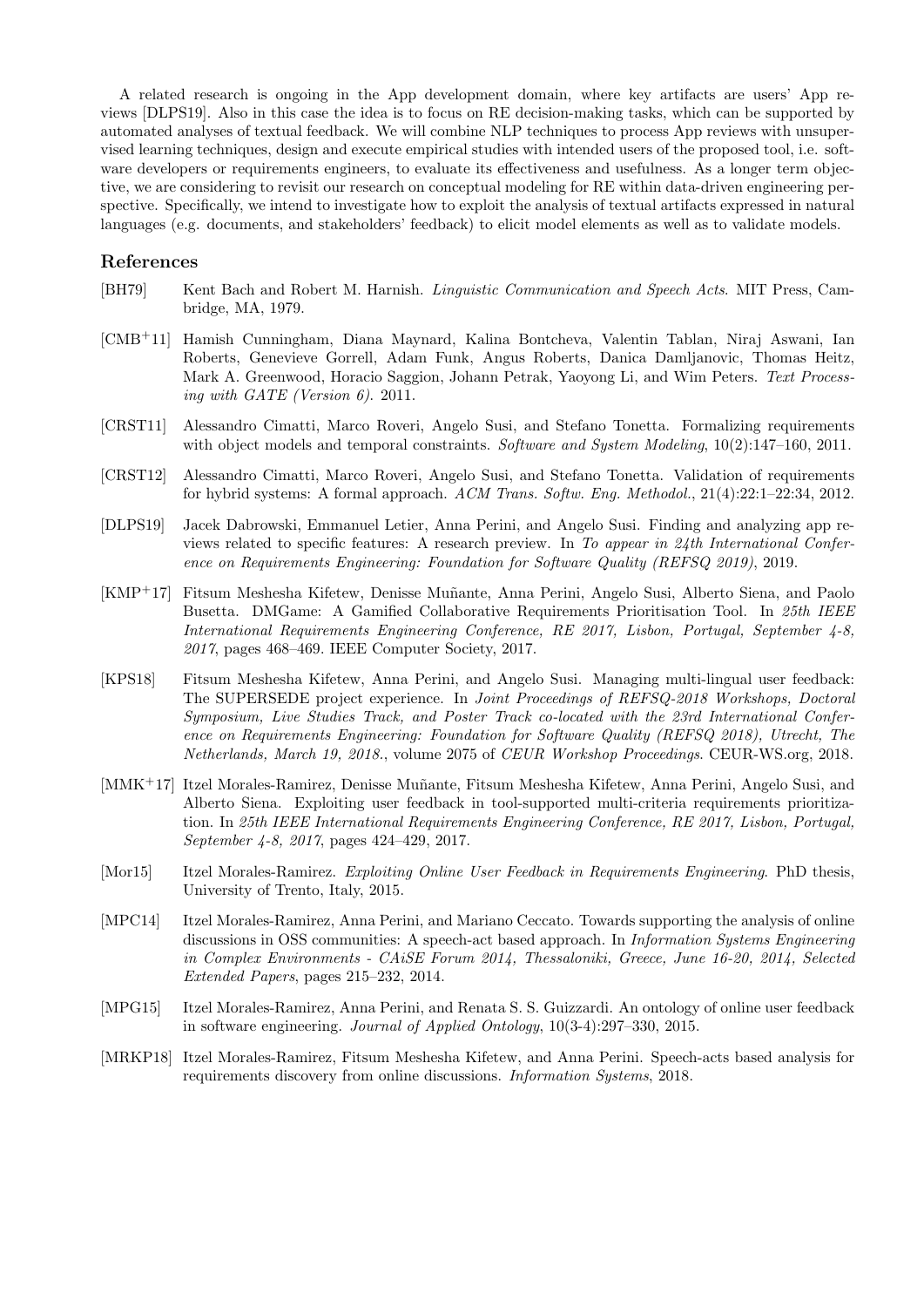A related research is ongoing in the App development domain, where key artifacts are users' App reviews [DLPS19]. Also in this case the idea is to focus on RE decision-making tasks, which can be supported by automated analyses of textual feedback. We will combine NLP techniques to process App reviews with unsupervised learning techniques, design and execute empirical studies with intended users of the proposed tool, i.e. software developers or requirements engineers, to evaluate its effectiveness and usefulness. As a longer term objective, we are considering to revisit our research on conceptual modeling for RE within data-driven engineering perspective. Specifically, we intend to investigate how to exploit the analysis of textual artifacts expressed in natural languages (e.g. documents, and stakeholders' feedback) to elicit model elements as well as to validate models.

## References

[BH79] Kent Bach and Robert M. Harnish. *Linguistic Communication and Speech Acts*. MIT Press, Cambridge, MA, 1979.

[CMB+11] Hamish Cunningham, Diana Maynard, Kalina Bontcheva, Valentin Tablan, Niraj Aswani, Ian Roberts, Genevieve Gorrell, Adam Funk, Angus Roberts, Danica Damljanovic, Thomas Heitz, Mark A. Greenwood, Horacio Saggion, Johann Petrak, Yaoyong Li, and Wim Peters. *Text Processing with GATE (Version 6)*. 2011.

[CRST11] Alessandro Cimatti, Marco Roveri, Angelo Susi, and Stefano Tonetta. Formalizing requirements with object models and temporal constraints. *Software and System Modeling*, 10(2):147–160, 2011.

[CRST12] Alessandro Cimatti, Marco Roveri, Angelo Susi, and Stefano Tonetta. Validation of requirements for hybrid systems: A formal approach. *ACM Trans. Softw. Eng. Methodol.*, 21(4):22:1–22:34, 2012.

[DLPS19] Jacek Dabrowski, Emmanuel Letier, Anna Perini, and Angelo Susi. Finding and analyzing app reviews related to specific features: A research preview. In *To appear in 24th International Conference on Requirements Engineering: Foundation for Software Quality (REFSQ 2019)*, 2019.

[KMP+17] Fitsum Meshesha Kifetew, Denisse Muñante, Anna Perini, Angelo Susi, Alberto Siena, and Paolo Busetta. DMGame: A Gamified Collaborative Requirements Prioritisation Tool. In *25th IEEE International Requirements Engineering Conference, RE 2017, Lisbon, Portugal, September 4-8, 2017*, pages 468–469. IEEE Computer Society, 2017.

[KPS18] Fitsum Meshesha Kifetew, Anna Perini, and Angelo Susi. Managing multi-lingual user feedback: The SUPERSEDE project experience. In *Joint Proceedings of REFSQ-2018 Workshops, Doctoral Symposium, Live Studies Track, and Poster Track co-located with the 23rd International Conference on Requirements Engineering: Foundation for Software Quality (REFSQ 2018), Utrecht, The Netherlands, March 19, 2018.*, volume 2075 of *CEUR Workshop Proceedings*. CEUR-WS.org, 2018.

[MMK+17] Itzel Morales-Ramirez, Denisse Muñante, Fitsum Meshesha Kifetew, Anna Perini, Angelo Susi, and Alberto Siena. Exploiting user feedback in tool-supported multi-criteria requirements prioritization. In *25th IEEE International Requirements Engineering Conference, RE 2017, Lisbon, Portugal, September 4-8, 2017*, pages 424–429, 2017.

[Mor15] Itzel Morales-Ramirez. *Exploiting Online User Feedback in Requirements Engineering*. PhD thesis, University of Trento, Italy, 2015.

[MPC14] Itzel Morales-Ramirez, Anna Perini, and Mariano Ceccato. Towards supporting the analysis of online discussions in OSS communities: A speech-act based approach. In *Information Systems Engineering in Complex Environments - CAiSE Forum 2014, Thessaloniki, Greece, June 16-20, 2014, Selected Extended Papers*, pages 215–232, 2014.

[MPG15] Itzel Morales-Ramirez, Anna Perini, and Renata S. S. Guizzardi. An ontology of online user feedback in software engineering. *Journal of Applied Ontology*, 10(3-4):297–330, 2015.

[MRKP18] Itzel Morales-Ramirez, Fitsum Meshesha Kifetew, and Anna Perini. Speech-acts based analysis for requirements discovery from online discussions. *Information Systems*, 2018.